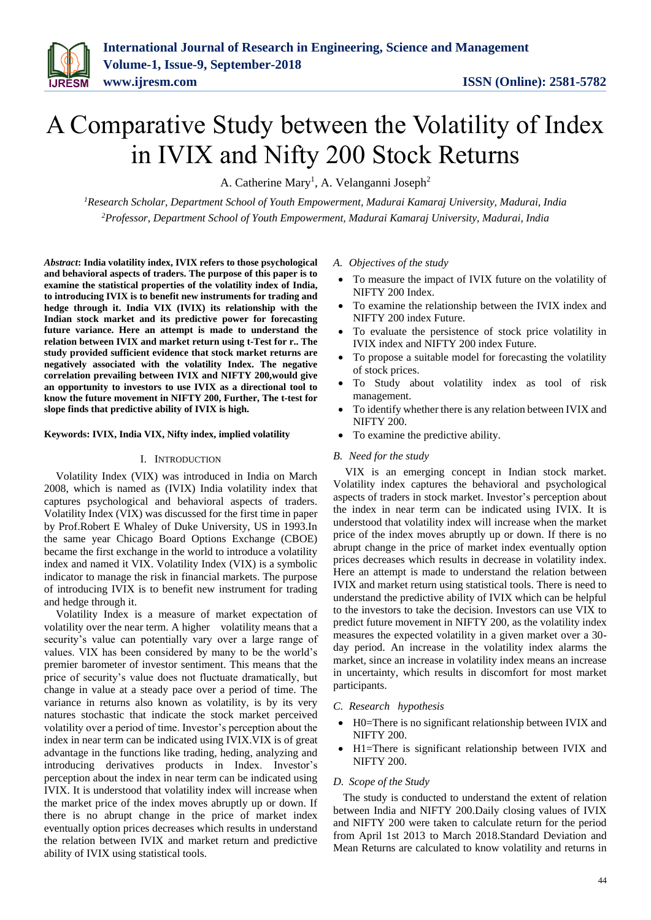# A Comparative Study between the Volatility of Index in IVIX and Nifty 200 Stock Returns

A. Catherine Mary[1], A. Velanganni Joseph[2]

[1]*Research Scholar, Department School of Youth Empowerment, Madurai Kamaraj University, Madurai, India*
[2]*Professor, Department School of Youth Empowerment, Madurai Kamaraj University, Madurai, India*

***Abstract*: India volatility index, IVIX refers to those psychological and behavioral aspects of traders. The purpose of this paper is to examine the statistical properties of the volatility index of India, to introducing IVIX is to benefit new instruments for trading and hedge through it. India VIX (IVIX) its relationship with the Indian stock market and its predictive power for forecasting future variance. Here an attempt is made to understand the relation between IVIX and market return using t-Test for r.. The study provided sufficient evidence that stock market returns are negatively associated with the volatility Index. The negative correlation prevailing between IVIX and NIFTY 200,would give an opportunity to investors to use IVIX as a directional tool to know the future movement in NIFTY 200, Further, The t-test for slope finds that predictive ability of IVIX is high.**

**Keywords: IVIX, India VIX, Nifty index, implied volatility**

## I. Introduction

Volatility Index (VIX) was introduced in India on March 2008, which is named as (IVIX) India volatility index that captures psychological and behavioral aspects of traders. Volatility Index (VIX) was discussed for the first time in paper by Prof.Robert E Whaley of Duke University, US in 1993.In the same year Chicago Board Options Exchange (CBOE) became the first exchange in the world to introduce a volatility index and named it VIX. Volatility Index (VIX) is a symbolic indicator to manage the risk in financial markets. The purpose of introducing IVIX is to benefit new instrument for trading and hedge through it.

Volatility Index is a measure of market expectation of volatility over the near term. A higher volatility means that a security's value can potentially vary over a large range of values. VIX has been considered by many to be the world's premier barometer of investor sentiment. This means that the price of security's value does not fluctuate dramatically, but change in value at a steady pace over a period of time. The variance in returns also known as volatility, is by its very natures stochastic that indicate the stock market perceived volatility over a period of time. Investor's perception about the index in near term can be indicated using IVIX.VIX is of great advantage in the functions like trading, heding, analyzing and introducing derivatives products in Index. Investor's perception about the index in near term can be indicated using IVIX. It is understood that volatility index will increase when the market price of the index moves abruptly up or down. If there is no abrupt change in the price of market index eventually option prices decreases which results in understand the relation between IVIX and market return and predictive ability of IVIX using statistical tools.

### *A. Objectives of the study*

- To measure the impact of IVIX future on the volatility of NIFTY 200 Index.
- To examine the relationship between the IVIX index and NIFTY 200 index Future.
- To evaluate the persistence of stock price volatility in IVIX index and NIFTY 200 index Future.
- To propose a suitable model for forecasting the volatility of stock prices.
- To Study about volatility index as tool of risk management.
- To identify whether there is any relation between IVIX and NIFTY 200.
- To examine the predictive ability.

### *B. Need for the study*

VIX is an emerging concept in Indian stock market. Volatility index captures the behavioral and psychological aspects of traders in stock market. Investor's perception about the index in near term can be indicated using IVIX. It is understood that volatility index will increase when the market price of the index moves abruptly up or down. If there is no abrupt change in the price of market index eventually option prices decreases which results in decrease in volatility index. Here an attempt is made to understand the relation between IVIX and market return using statistical tools. There is need to understand the predictive ability of IVIX which can be helpful to the investors to take the decision. Investors can use VIX to predict future movement in NIFTY 200, as the volatility index measures the expected volatility in a given market over a 30-day period. An increase in the volatility index alarms the market, since an increase in volatility index means an increase in uncertainty, which results in discomfort for most market participants.

### *C. Research hypothesis*

- H0=There is no significant relationship between IVIX and NIFTY 200.
- H1=There is significant relationship between IVIX and NIFTY 200.

### *D. Scope of the Study*

The study is conducted to understand the extent of relation between India and NIFTY 200.Daily closing values of IVIX and NIFTY 200 were taken to calculate return for the period from April 1st 2013 to March 2018.Standard Deviation and Mean Returns are calculated to know volatility and returns in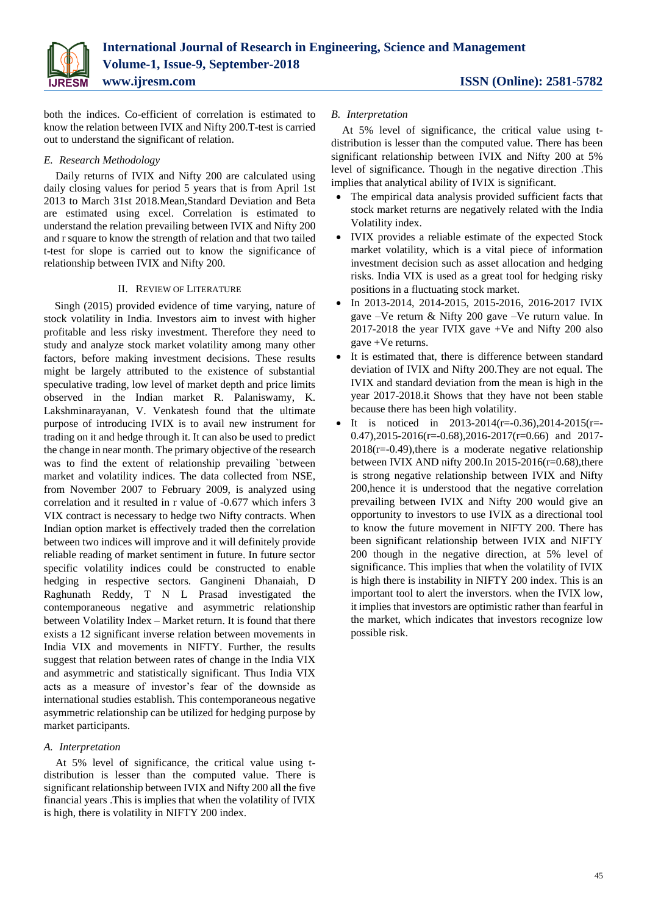both the indices. Co-efficient of correlation is estimated to know the relation between IVIX and Nifty 200.T-test is carried out to understand the significant of relation.

### *E. Research Methodology*

Daily returns of IVIX and Nifty 200 are calculated using daily closing values for period 5 years that is from April 1st 2013 to March 31st 2018.Mean,Standard Deviation and Beta are estimated using excel. Correlation is estimated to understand the relation prevailing between IVIX and Nifty 200 and r square to know the strength of relation and that two tailed t-test for slope is carried out to know the significance of relationship between IVIX and Nifty 200.

## II. Review of Literature

Singh (2015) provided evidence of time varying, nature of stock volatility in India. Investors aim to invest with higher profitable and less risky investment. Therefore they need to study and analyze stock market volatility among many other factors, before making investment decisions. These results might be largely attributed to the existence of substantial speculative trading, low level of market depth and price limits observed in the Indian market R. Palaniswamy, K. Lakshminarayanan, V. Venkatesh found that the ultimate purpose of introducing IVIX is to avail new instrument for trading on it and hedge through it. It can also be used to predict the change in near month. The primary objective of the research was to find the extent of relationship prevailing `between market and volatility indices. The data collected from NSE, from November 2007 to February 2009, is analyzed using correlation and it resulted in r value of -0.677 which infers 3 VIX contract is necessary to hedge two Nifty contracts. When Indian option market is effectively traded then the correlation between two indices will improve and it will definitely provide reliable reading of market sentiment in future. In future sector specific volatility indices could be constructed to enable hedging in respective sectors. Gangineni Dhanaiah, D Raghunath Reddy, T N L Prasad investigated the contemporaneous negative and asymmetric relationship between Volatility Index – Market return. It is found that there exists a 12 significant inverse relation between movements in India VIX and movements in NIFTY. Further, the results suggest that relation between rates of change in the India VIX and asymmetric and statistically significant. Thus India VIX acts as a measure of investor's fear of the downside as international studies establish. This contemporaneous negative asymmetric relationship can be utilized for hedging purpose by market participants.

### *A. Interpretation*

At 5% level of significance, the critical value using t-distribution is lesser than the computed value. There is significant relationship between IVIX and Nifty 200 all the five financial years .This is implies that when the volatility of IVIX is high, there is volatility in NIFTY 200 index.

### *B. Interpretation*

At 5% level of significance, the critical value using t-distribution is lesser than the computed value. There has been significant relationship between IVIX and Nifty 200 at 5% level of significance. Though in the negative direction .This implies that analytical ability of IVIX is significant.

- The empirical data analysis provided sufficient facts that stock market returns are negatively related with the India Volatility index.
- IVIX provides a reliable estimate of the expected Stock market volatility, which is a vital piece of information investment decision such as asset allocation and hedging risks. India VIX is used as a great tool for hedging risky positions in a fluctuating stock market.
- In 2013-2014, 2014-2015, 2015-2016, 2016-2017 IVIX gave –Ve return & Nifty 200 gave –Ve ruturn value. In 2017-2018 the year IVIX gave +Ve and Nifty 200 also gave +Ve returns.
- It is estimated that, there is difference between standard deviation of IVIX and Nifty 200.They are not equal. The IVIX and standard deviation from the mean is high in the year 2017-2018.it Shows that they have not been stable because there has been high volatility.
- It is noticed in 2013-2014(r=-0.36),2014-2015(r=-0.47),2015-2016(r=-0.68),2016-2017(r=0.66) and 2017-2018(r=-0.49),there is a moderate negative relationship between IVIX AND nifty 200.In 2015-2016(r=0.68),there is strong negative relationship between IVIX and Nifty 200,hence it is understood that the negative correlation prevailing between IVIX and Nifty 200 would give an opportunity to investors to use IVIX as a directional tool to know the future movement in NIFTY 200. There has been significant relationship between IVIX and NIFTY 200 though in the negative direction, at 5% level of significance. This implies that when the volatility of IVIX is high there is instability in NIFTY 200 index. This is an important tool to alert the inverstors. when the IVIX low, it implies that investors are optimistic rather than fearful in the market, which indicates that investors recognize low possible risk.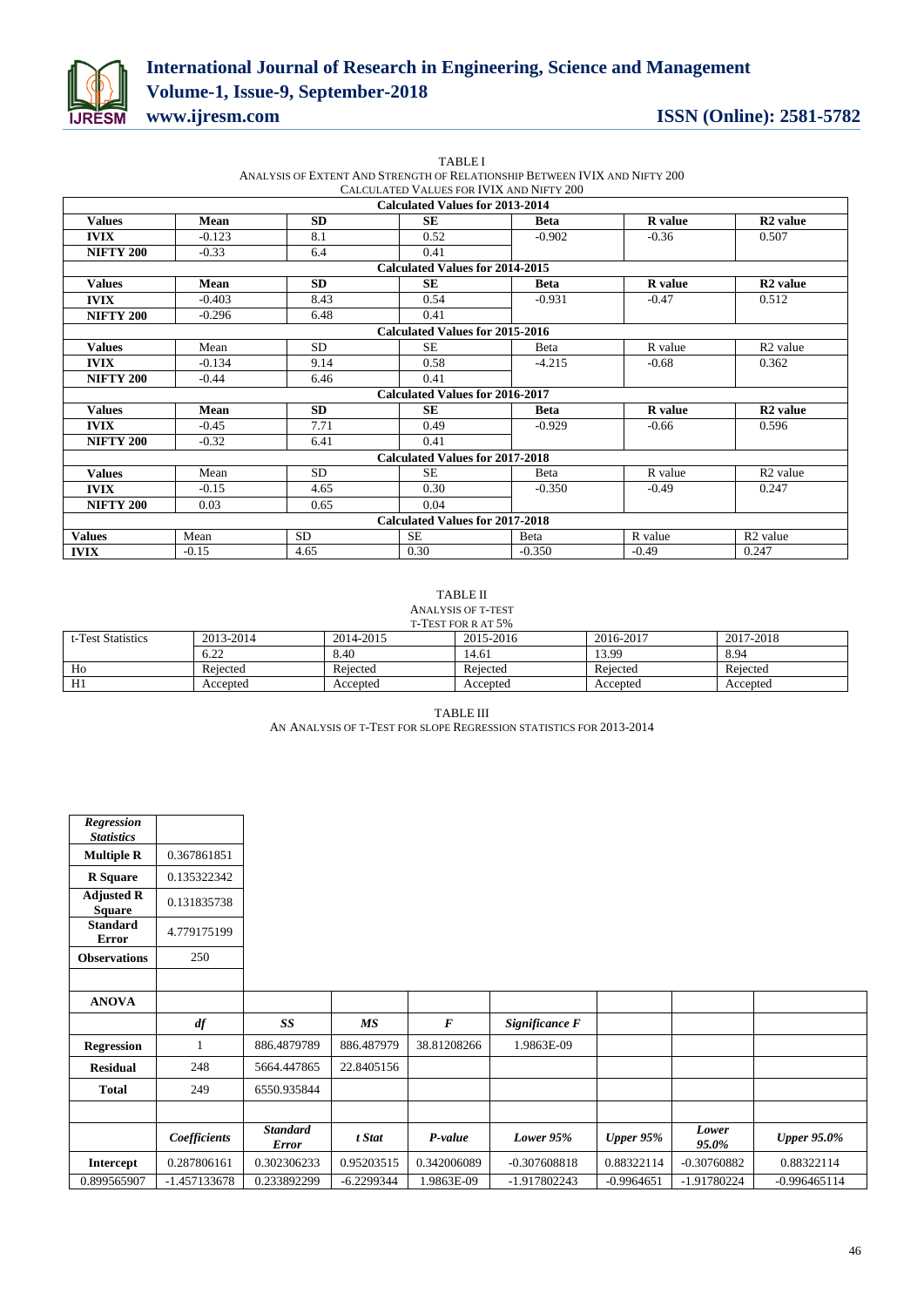TABLE I

ANALYSIS OF EXTENT AND STRENGTH OF RELATIONSHIP BETWEEN IVIX AND NIFTY 200

CALCULATED VALUES FOR IVIX AND NIFTY 200

| Calculated Values for 2013-2014 | | | | | | |
|---|---|---|---|---|---|---|
| **Values** | **Mean** | **SD** | **SE** | **Beta** | **R value** | **R2 value** |
| **IVIX** | -0.123 | 8.1 | 0.52 | -0.902 | -0.36 | 0.507 |
| **NIFTY 200** | -0.33 | 6.4 | 0.41 | | | |
| **Calculated Values for 2014-2015** | | | | | | |
| **Values** | **Mean** | **SD** | **SE** | **Beta** | **R value** | **R2 value** |
| **IVIX** | -0.403 | 8.43 | 0.54 | -0.931 | -0.47 | 0.512 |
| **NIFTY 200** | -0.296 | 6.48 | 0.41 | | | |
| **Calculated Values for 2015-2016** | | | | | | |
| **Values** | Mean | SD | SE | Beta | R value | R2 value |
| **IVIX** | -0.134 | 9.14 | 0.58 | -4.215 | -0.68 | 0.362 |
| **NIFTY 200** | -0.44 | 6.46 | 0.41 | | | |
| **Calculated Values for 2016-2017** | | | | | | |
| **Values** | **Mean** | **SD** | **SE** | **Beta** | **R value** | **R2 value** |
| **IVIX** | -0.45 | 7.71 | 0.49 | -0.929 | -0.66 | 0.596 |
| **NIFTY 200** | -0.32 | 6.41 | 0.41 | | | |
| **Calculated Values for 2017-2018** | | | | | | |
| **Values** | Mean | SD | SE | Beta | R value | R2 value |
| **IVIX** | -0.15 | 4.65 | 0.30 | -0.350 | -0.49 | 0.247 |
| **NIFTY 200** | 0.03 | 0.65 | 0.04 | | | |
| **Calculated Values for 2017-2018** | | | | | | |
| **Values** | Mean | SD | SE | Beta | R value | R2 value |
| **IVIX** | -0.15 | 4.65 | 0.30 | -0.350 | -0.49 | 0.247 |

TABLE II

ANALYSIS OF T-TEST

T-TEST FOR R AT 5%

| t-Test Statistics | 2013-2014 | 2014-2015 | 2015-2016 | 2016-2017 | 2017-2018 |
|---|---|---|---|---|---|
| | 6.22 | 8.40 | 14.61 | 13.99 | 8.94 |
| Ho | Rejected | Rejected | Rejected | Rejected | Rejected |
| H1 | Accepted | Accepted | Accepted | Accepted | Accepted |

TABLE III

AN ANALYSIS OF T-TEST FOR SLOPE REGRESSION STATISTICS FOR 2013-2014

| *Regression Statistics* | | | | | | | | |
|---|---|---|---|---|---|---|---|---|
| **Multiple R** | 0.367861851 | | | | | | | |
| **R Square** | 0.135322342 | | | | | | | |
| **Adjusted R Square** | 0.131835738 | | | | | | | |
| **Standard Error** | 4.779175199 | | | | | | | |
| **Observations** | 250 | | | | | | | |
| | | | | | | | | |
| **ANOVA** | | | | | | | | |
| | ***df*** | ***SS*** | ***MS*** | ***F*** | ***Significance F*** | | | |
| **Regression** | 1 | 886.4879789 | 886.487979 | 38.81208266 | 1.9863E-09 | | | |
| **Residual** | 248 | 5664.447865 | 22.8405156 | | | | | |
| **Total** | 249 | 6550.935844 | | | | | | |
| | | | | | | | | |
| | ***Coefficients*** | ***Standard Error*** | ***t Stat*** | ***P-value*** | ***Lower 95%*** | ***Upper 95%*** | ***Lower 95.0%*** | ***Upper 95.0%*** |
| **Intercept** | 0.287806161 | 0.302306233 | 0.95203515 | 0.342006089 | -0.307608818 | 0.88322114 | -0.30760882 | 0.88322114 |
| 0.899565907 | -1.457133678 | 0.233892299 | -6.2299344 | 1.9863E-09 | -1.917802243 | -0.9964651 | -1.91780224 | -0.996465114 |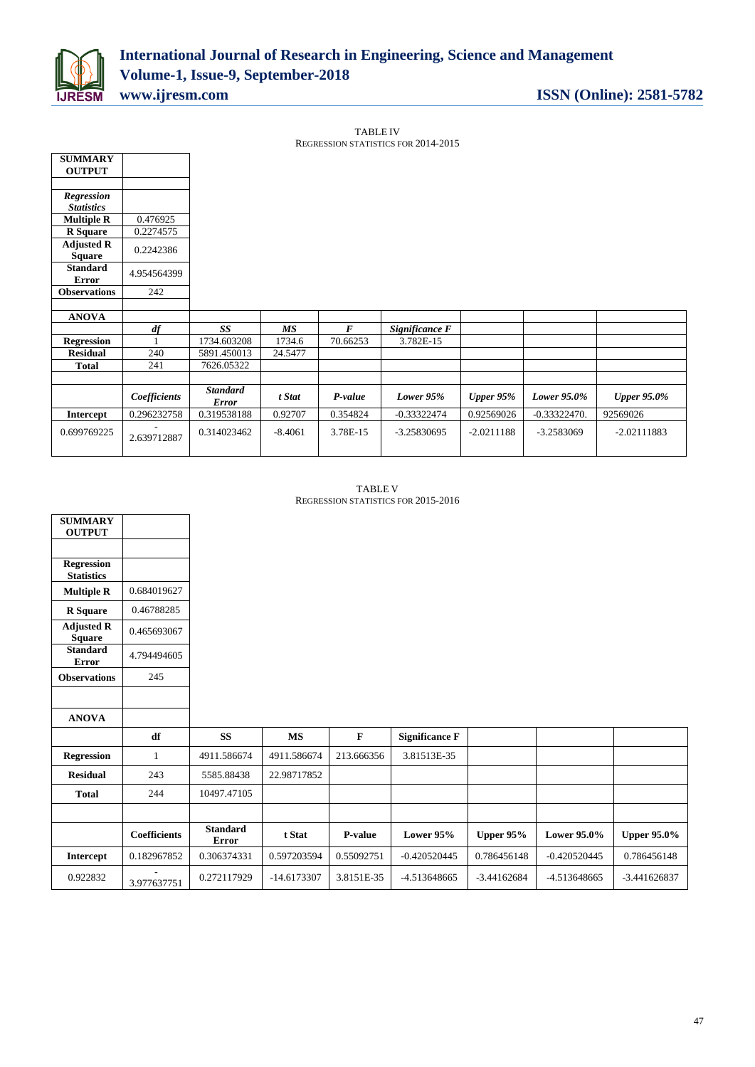TABLE IV
REGRESSION STATISTICS FOR 2014-2015

| **SUMMARY OUTPUT** | | | | | | | | |
|---|---|---|---|---|---|---|---|---|
| | | | | | | | | |
| ***Regression Statistics*** | | | | | | | | |
| **Multiple R** | 0.476925 | | | | | | | |
| **R Square** | 0.2274575 | | | | | | | |
| **Adjusted R Square** | 0.2242386 | | | | | | | |
| **Standard Error** | 4.954564399 | | | | | | | |
| **Observations** | 242 | | | | | | | |
| | | | | | | | | |
| **ANOVA** | | | | | | | | |
| | *df* | *SS* | *MS* | *F* | *Significance F* | | | |
| **Regression** | 1 | 1734.603208 | 1734.6 | 70.66253 | 3.782E-15 | | | |
| **Residual** | 240 | 5891.450013 | 24.5477 | | | | | |
| **Total** | 241 | 7626.05322 | | | | | | |
| | | | | | | | | |
| | *Coefficients* | *Standard Error* | *t Stat* | *P-value* | *Lower 95%* | *Upper 95%* | *Lower 95.0%* | *Upper 95.0%* |
| **Intercept** | 0.296232758 | 0.319538188 | 0.92707 | 0.354824 | -0.33322474 | 0.92569026 | -0.33322470. | 92569026 |
| 0.699769225 | -2.639712887 | 0.314023462 | -8.4061 | 3.78E-15 | -3.25830695 | -2.0211188 | -3.2583069 | -2.02111883 |

TABLE V
REGRESSION STATISTICS FOR 2015-2016

| **SUMMARY OUTPUT** | | | | | | | | |
|---|---|---|---|---|---|---|---|---|
| | | | | | | | | |
| **Regression Statistics** | | | | | | | | |
| **Multiple R** | 0.684019627 | | | | | | | |
| **R Square** | 0.46788285 | | | | | | | |
| **Adjusted R Square** | 0.465693067 | | | | | | | |
| **Standard Error** | 4.794494605 | | | | | | | |
| **Observations** | 245 | | | | | | | |
| | | | | | | | | |
| **ANOVA** | | | | | | | | |
| | **df** | **SS** | **MS** | **F** | **Significance F** | | | |
| **Regression** | 1 | 4911.586674 | 4911.586674 | 213.666356 | 3.81513E-35 | | | |
| **Residual** | 243 | 5585.88438 | 22.98717852 | | | | | |
| **Total** | 244 | 10497.47105 | | | | | | |
| | | | | | | | | |
| | **Coefficients** | **Standard Error** | **t Stat** | **P-value** | **Lower 95%** | **Upper 95%** | **Lower 95.0%** | **Upper 95.0%** |
| **Intercept** | 0.182967852 | 0.306374331 | 0.597203594 | 0.55092751 | -0.420520445 | 0.786456148 | -0.420520445 | 0.786456148 |
| 0.922832 | -3.977637751 | 0.272117929 | -14.6173307 | 3.8151E-35 | -4.513648665 | -3.44162684 | -4.513648665 | -3.441626837 |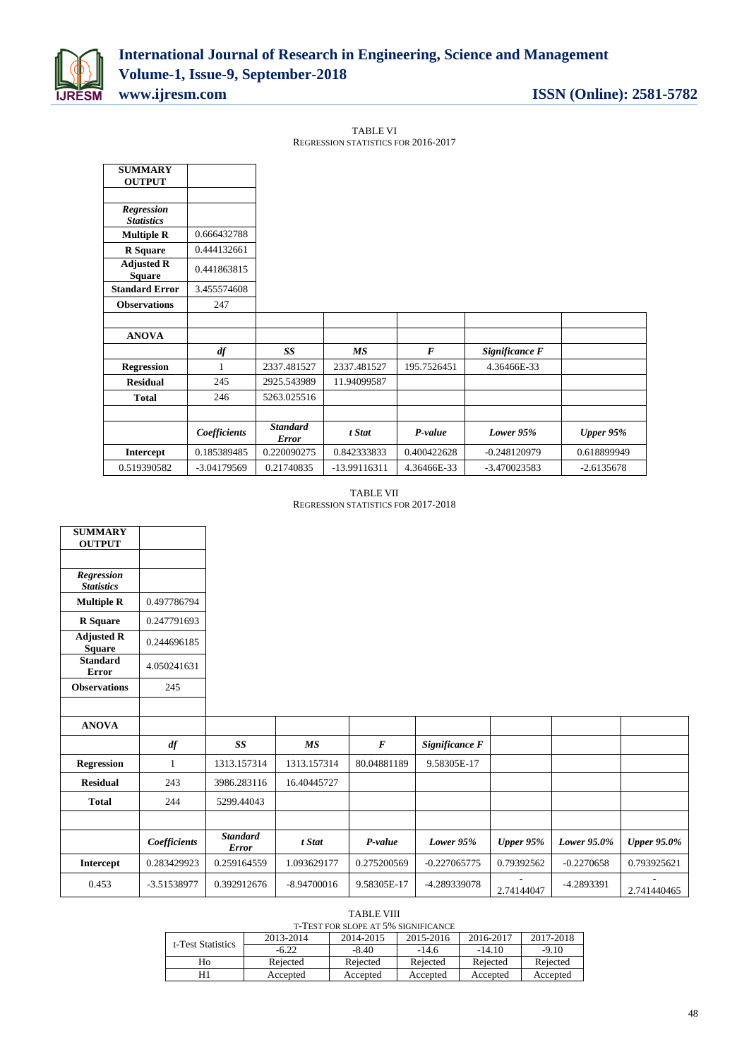TABLE VI
REGRESSION STATISTICS FOR 2016-2017

| SUMMARY OUTPUT | | | | | | |
|---|---|---|---|---|---|---|
| | | | | | | |
| *Regression Statistics* | | | | | | |
| **Multiple R** | 0.666432788 | | | | | |
| **R Square** | 0.444132661 | | | | | |
| **Adjusted R Square** | 0.441863815 | | | | | |
| **Standard Error** | 3.455574608 | | | | | |
| **Observations** | 247 | | | | | |
| | | | | | | |
| **ANOVA** | | | | | | |
| | *df* | *SS* | *MS* | *F* | *Significance F* | |
| **Regression** | 1 | 2337.481527 | 2337.481527 | 195.7526451 | 4.36466E-33 | |
| **Residual** | 245 | 2925.543989 | 11.94099587 | | | |
| **Total** | 246 | 5263.025516 | | | | |
| | | | | | | |
| | *Coefficients* | *Standard Error* | *t Stat* | *P-value* | *Lower 95%* | *Upper 95%* |
| **Intercept** | 0.185389485 | 0.220090275 | 0.842333833 | 0.400422628 | -0.248120979 | 0.618899949 |
| 0.519390582 | -3.04179569 | 0.21740835 | -13.99116311 | 4.36466E-33 | -3.470023583 | -2.6135678 |

TABLE VII
REGRESSION STATISTICS FOR 2017-2018

| SUMMARY OUTPUT | | | | | | | | | |
|---|---|---|---|---|---|---|---|---|---|
| | | | | | | | | | |
| *Regression Statistics* | | | | | | | | | |
| **Multiple R** | 0.497786794 | | | | | | | | |
| **R Square** | 0.247791693 | | | | | | | | |
| **Adjusted R Square** | 0.244696185 | | | | | | | | |
| **Standard Error** | 4.050241631 | | | | | | | | |
| **Observations** | 245 | | | | | | | | |
| | | | | | | | | | |
| **ANOVA** | | | | | | | | | |
| | *df* | *SS* | *MS* | *F* | *Significance F* | | | | |
| **Regression** | 1 | 1313.157314 | 1313.157314 | 80.04881189 | 9.58305E-17 | | | | |
| **Residual** | 243 | 3986.283116 | 16.40445727 | | | | | | |
| **Total** | 244 | 5299.44043 | | | | | | | |
| | | | | | | | | | |
| | *Coefficients* | *Standard Error* | *t Stat* | *P-value* | *Lower 95%* | *Upper 95%* | *Lower 95.0%* | *Upper 95.0%* | |
| **Intercept** | 0.283429923 | 0.259164559 | 1.093629177 | 0.275200569 | -0.227065775 | 0.79392562 | -0.2270658 | 0.793925621 | |
| 0.453 | -3.51538977 | 0.392912676 | -8.94700016 | 9.58305E-17 | -4.289339078 | -2.74144047 | -4.2893391 | -2.741440465 | |

TABLE VIII
T-TEST FOR SLOPE AT 5% SIGNIFICANCE

| t-Test Statistics | 2013-2014 | 2014-2015 | 2015-2016 | 2016-2017 | 2017-2018 |
|---|---|---|---|---|---|
| | -6.22 | -8.40 | -14.6 | -14.10 | -9.10 |
| Ho | Rejected | Rejected | Rejected | Rejected | Rejected |
| H1 | Accepted | Accepted | Accepted | Accepted | Accepted |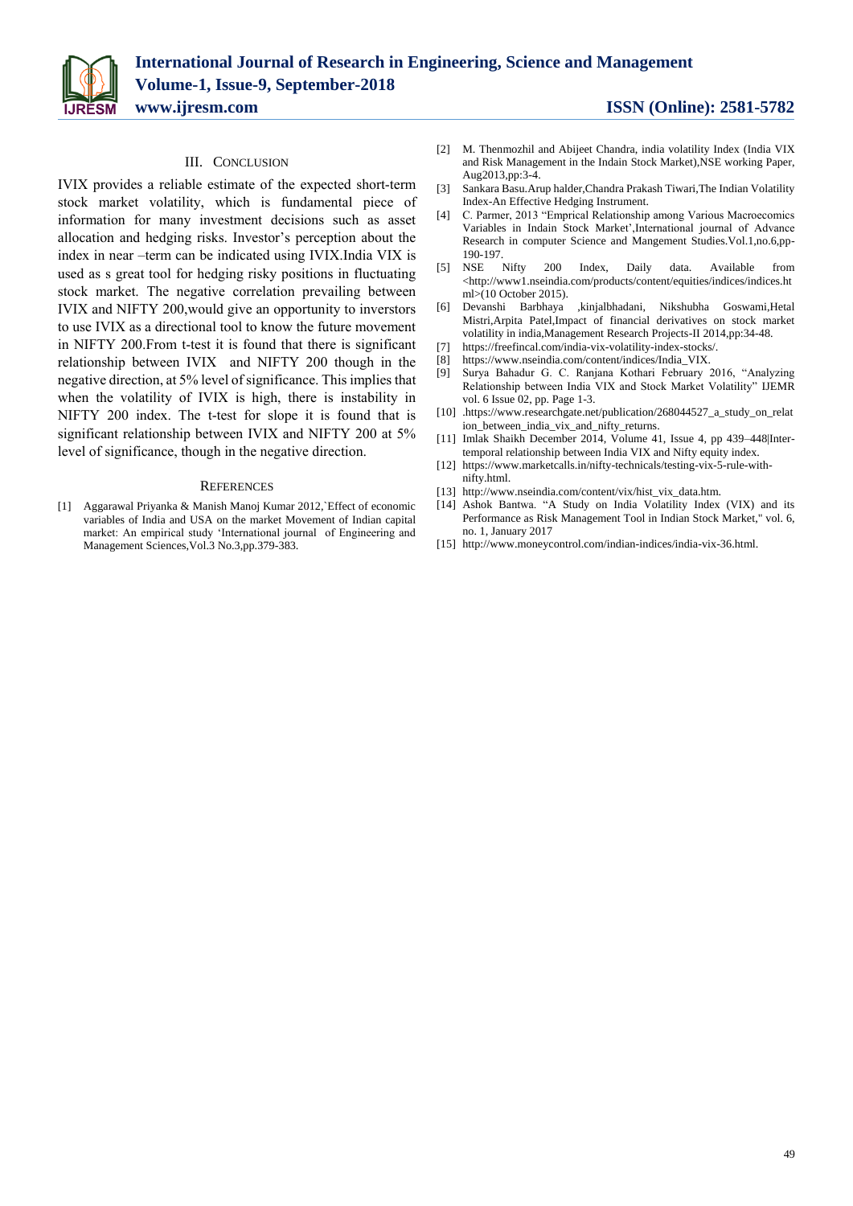## III. Conclusion

IVIX provides a reliable estimate of the expected short-term stock market volatility, which is fundamental piece of information for many investment decisions such as asset allocation and hedging risks. Investor's perception about the index in near –term can be indicated using IVIX.India VIX is used as s great tool for hedging risky positions in fluctuating stock market. The negative correlation prevailing between IVIX and NIFTY 200,would give an opportunity to inverstors to use IVIX as a directional tool to know the future movement in NIFTY 200.From t-test it is found that there is significant relationship between IVIX and NIFTY 200 though in the negative direction, at 5% level of significance. This implies that when the volatility of IVIX is high, there is instability in NIFTY 200 index. The t-test for slope it is found that is significant relationship between IVIX and NIFTY 200 at 5% level of significance, though in the negative direction.

## References

[1] Aggarawal Priyanka & Manish Manoj Kumar 2012,`Effect of economic variables of India and USA on the market Movement of Indian capital market: An empirical study 'International journal of Engineering and Management Sciences,Vol.3 No.3,pp.379-383.

[2] M. Thenmozhil and Abijeet Chandra, india volatility Index (India VIX and Risk Management in the Indain Stock Market),NSE working Paper, Aug2013,pp:3-4.

[3] Sankara Basu.Arup halder,Chandra Prakash Tiwari,The Indian Volatility Index-An Effective Hedging Instrument.

[4] C. Parmer, 2013 "Emprical Relationship among Various Macroecomics Variables in Indain Stock Market',International journal of Advance Research in computer Science and Mangement Studies.Vol.1,no.6,pp-190-197.

[5] NSE Nifty 200 Index, Daily data. Available from <http://www1.nseindia.com/products/content/equities/indices/indices.html>(10 October 2015).

[6] Devanshi Barbhaya ,kinjalbhadani, Nikshubha Goswami,Hetal Mistri,Arpita Patel,Impact of financial derivatives on stock market volatility in india,Management Research Projects-II 2014,pp:34-48.

[7] https://freefincal.com/india-vix-volatility-index-stocks/.

[8] https://www.nseindia.com/content/indices/India_VIX.

[9] Surya Bahadur G. C. Ranjana Kothari February 2016, "Analyzing Relationship between India VIX and Stock Market Volatility" IJEMR vol. 6 Issue 02, pp. Page 1-3.

[10] .https://www.researchgate.net/publication/268044527_a_study_on_relation_between_india_vix_and_nifty_returns.

[11] Imlak Shaikh December 2014, Volume 41, Issue 4, pp 439–448|Inter-temporal relationship between India VIX and Nifty equity index.

[12] https://www.marketcalls.in/nifty-technicals/testing-vix-5-rule-with-nifty.html.

[13] http://www.nseindia.com/content/vix/hist_vix_data.htm.

[14] Ashok Bantwa. "A Study on India Volatility Index (VIX) and its Performance as Risk Management Tool in Indian Stock Market," vol. 6, no. 1, January 2017

[15] http://www.moneycontrol.com/indian-indices/india-vix-36.html.